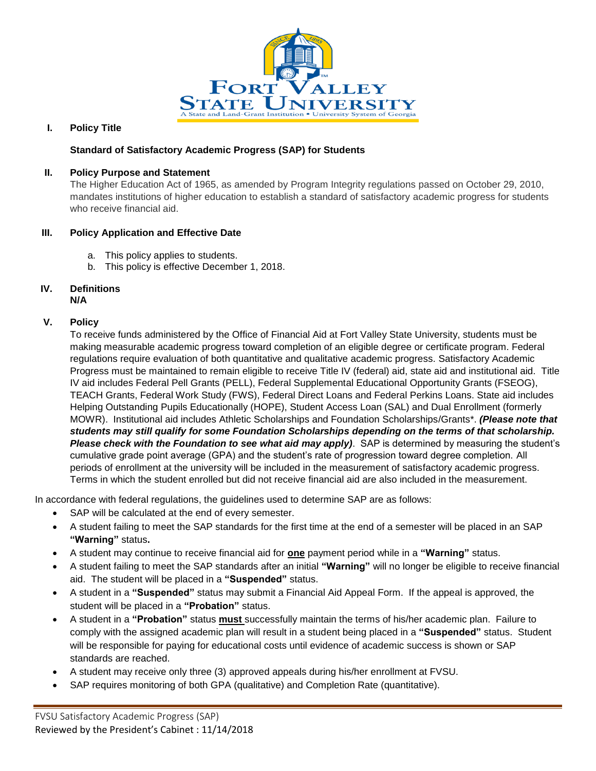# I. Policy Title

**Standard of Satisfactory Academic Progress (SAP) for Students**

# II. Policy Purpose and Statement

The Higher Education Act of 1965, as amended by Program Integrity regulations passed on October 29, 2010, mandates institutions of higher education to establish a standard of satisfactory academic progress for students who receive financial aid.

# III. Policy Application and Effective Date

a. This policy applies to students.
b. This policy is effective December 1, 2018.

# IV. Definitions

**N/A**

# V. Policy

To receive funds administered by the Office of Financial Aid at Fort Valley State University, students must be making measurable academic progress toward completion of an eligible degree or certificate program. Federal regulations require evaluation of both quantitative and qualitative academic progress. Satisfactory Academic Progress must be maintained to remain eligible to receive Title IV (federal) aid, state aid and institutional aid. Title IV aid includes Federal Pell Grants (PELL), Federal Supplemental Educational Opportunity Grants (FSEOG), TEACH Grants, Federal Work Study (FWS), Federal Direct Loans and Federal Perkins Loans. State aid includes Helping Outstanding Pupils Educationally (HOPE), Student Access Loan (SAL) and Dual Enrollment (formerly MOWR). Institutional aid includes Athletic Scholarships and Foundation Scholarships/Grants*. ***(Please note that students may still qualify for some Foundation Scholarships depending on the terms of that scholarship. Please check with the Foundation to see what aid may apply)***. SAP is determined by measuring the student's cumulative grade point average (GPA) and the student's rate of progression toward degree completion. All periods of enrollment at the university will be included in the measurement of satisfactory academic progress. Terms in which the student enrolled but did not receive financial aid are also included in the measurement.

In accordance with federal regulations, the guidelines used to determine SAP are as follows:

- SAP will be calculated at the end of every semester.
- A student failing to meet the SAP standards for the first time at the end of a semester will be placed in an SAP **"Warning"** status**.**
- A student may continue to receive financial aid for **one** payment period while in a **"Warning"** status.
- A student failing to meet the SAP standards after an initial **"Warning"** will no longer be eligible to receive financial aid. The student will be placed in a **"Suspended"** status.
- A student in a **"Suspended"** status may submit a Financial Aid Appeal Form. If the appeal is approved, the student will be placed in a **"Probation"** status.
- A student in a **"Probation"** status **must** successfully maintain the terms of his/her academic plan. Failure to comply with the assigned academic plan will result in a student being placed in a **"Suspended"** status. Student will be responsible for paying for educational costs until evidence of academic success is shown or SAP standards are reached.
- A student may receive only three (3) approved appeals during his/her enrollment at FVSU.
- SAP requires monitoring of both GPA (qualitative) and Completion Rate (quantitative).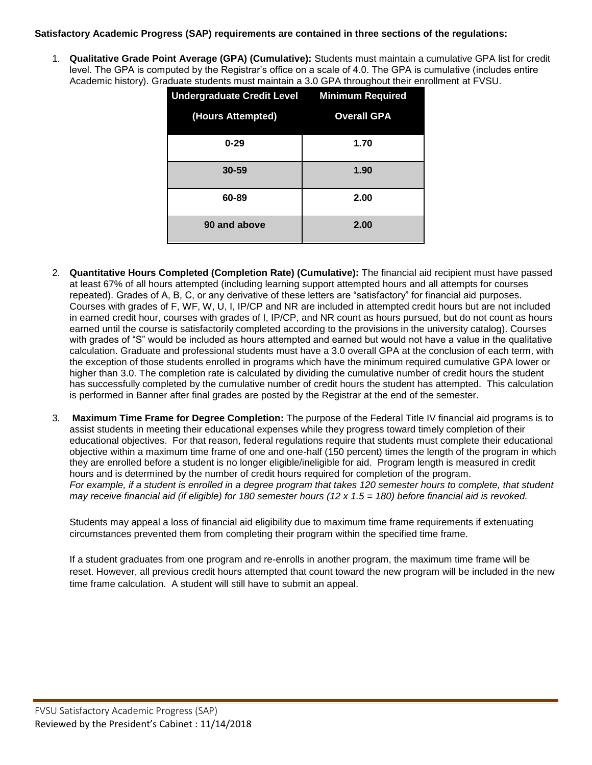**Satisfactory Academic Progress (SAP) requirements are contained in three sections of the regulations:**

1. **Qualitative Grade Point Average (GPA) (Cumulative):** Students must maintain a cumulative GPA list for credit level. The GPA is computed by the Registrar's office on a scale of 4.0. The GPA is cumulative (includes entire Academic history). Graduate students must maintain a 3.0 GPA throughout their enrollment at FVSU.

| Undergraduate Credit Level (Hours Attempted) | Minimum Required Overall GPA |
|---|---|
| 0-29 | 1.70 |
| 30-59 | 1.90 |
| 60-89 | 2.00 |
| 90 and above | 2.00 |

2. **Quantitative Hours Completed (Completion Rate) (Cumulative):** The financial aid recipient must have passed at least 67% of all hours attempted (including learning support attempted hours and all attempts for courses repeated). Grades of A, B, C, or any derivative of these letters are "satisfactory" for financial aid purposes. Courses with grades of F, WF, W, U, I, IP/CP and NR are included in attempted credit hours but are not included in earned credit hour, courses with grades of I, IP/CP, and NR count as hours pursued, but do not count as hours earned until the course is satisfactorily completed according to the provisions in the university catalog). Courses with grades of "S" would be included as hours attempted and earned but would not have a value in the qualitative calculation. Graduate and professional students must have a 3.0 overall GPA at the conclusion of each term, with the exception of those students enrolled in programs which have the minimum required cumulative GPA lower or higher than 3.0. The completion rate is calculated by dividing the cumulative number of credit hours the student has successfully completed by the cumulative number of credit hours the student has attempted. This calculation is performed in Banner after final grades are posted by the Registrar at the end of the semester.

3. **Maximum Time Frame for Degree Completion:** The purpose of the Federal Title IV financial aid programs is to assist students in meeting their educational expenses while they progress toward timely completion of their educational objectives. For that reason, federal regulations require that students must complete their educational objective within a maximum time frame of one and one-half (150 percent) times the length of the program in which they are enrolled before a student is no longer eligible/ineligible for aid. Program length is measured in credit hours and is determined by the number of credit hours required for completion of the program.
*For example, if a student is enrolled in a degree program that takes 120 semester hours to complete, that student may receive financial aid (if eligible) for 180 semester hours (12 x 1.5 = 180) before financial aid is revoked.*

   Students may appeal a loss of financial aid eligibility due to maximum time frame requirements if extenuating circumstances prevented them from completing their program within the specified time frame.

   If a student graduates from one program and re-enrolls in another program, the maximum time frame will be reset. However, all previous credit hours attempted that count toward the new program will be included in the new time frame calculation. A student will still have to submit an appeal.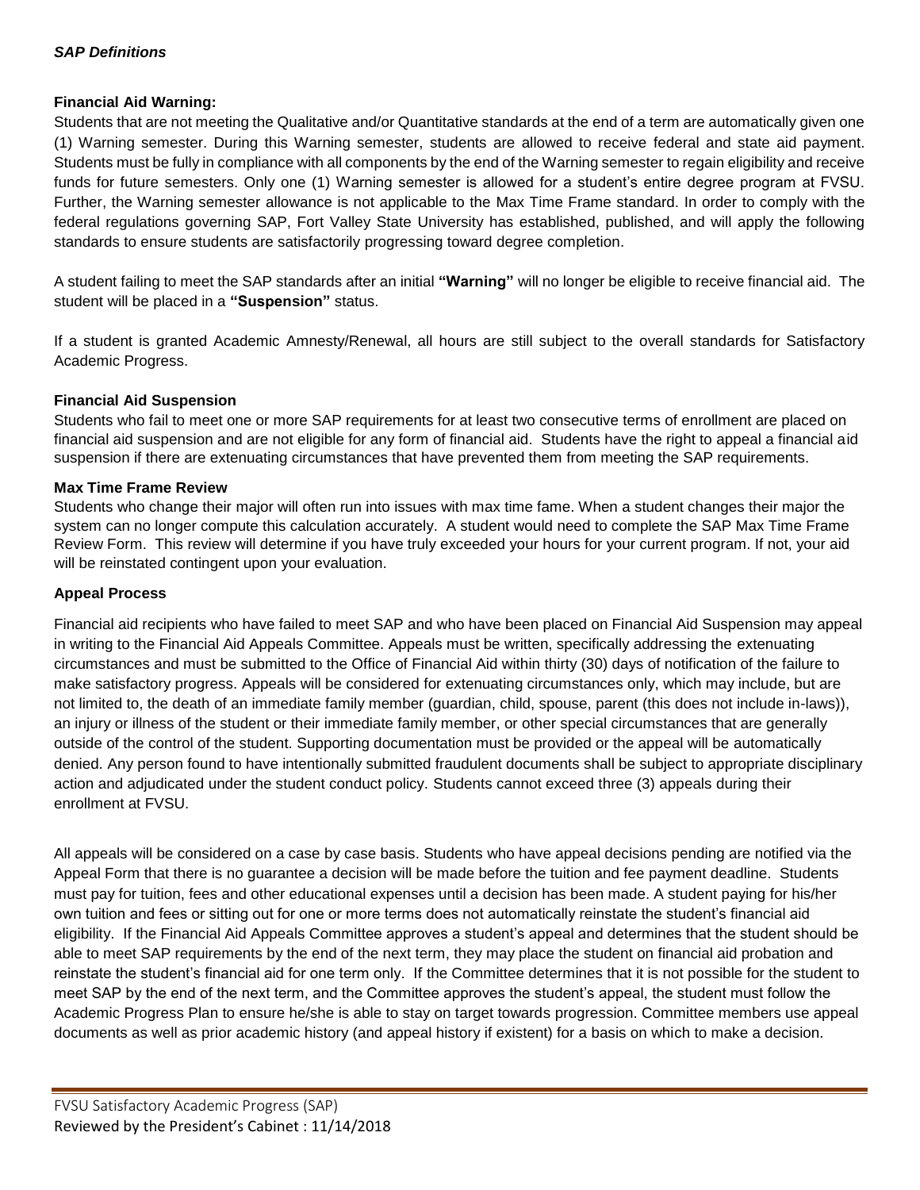***SAP Definitions***

**Financial Aid Warning:**

Students that are not meeting the Qualitative and/or Quantitative standards at the end of a term are automatically given one (1) Warning semester. During this Warning semester, students are allowed to receive federal and state aid payment. Students must be fully in compliance with all components by the end of the Warning semester to regain eligibility and receive funds for future semesters. Only one (1) Warning semester is allowed for a student's entire degree program at FVSU. Further, the Warning semester allowance is not applicable to the Max Time Frame standard. In order to comply with the federal regulations governing SAP, Fort Valley State University has established, published, and will apply the following standards to ensure students are satisfactorily progressing toward degree completion.

A student failing to meet the SAP standards after an initial **"Warning"** will no longer be eligible to receive financial aid. The student will be placed in a **"Suspension"** status.

If a student is granted Academic Amnesty/Renewal, all hours are still subject to the overall standards for Satisfactory Academic Progress.

**Financial Aid Suspension**

Students who fail to meet one or more SAP requirements for at least two consecutive terms of enrollment are placed on financial aid suspension and are not eligible for any form of financial aid. Students have the right to appeal a financial aid suspension if there are extenuating circumstances that have prevented them from meeting the SAP requirements.

**Max Time Frame Review**

Students who change their major will often run into issues with max time fame. When a student changes their major the system can no longer compute this calculation accurately. A student would need to complete the SAP Max Time Frame Review Form. This review will determine if you have truly exceeded your hours for your current program. If not, your aid will be reinstated contingent upon your evaluation.

**Appeal Process**

Financial aid recipients who have failed to meet SAP and who have been placed on Financial Aid Suspension may appeal in writing to the Financial Aid Appeals Committee. Appeals must be written, specifically addressing the extenuating circumstances and must be submitted to the Office of Financial Aid within thirty (30) days of notification of the failure to make satisfactory progress. Appeals will be considered for extenuating circumstances only, which may include, but are not limited to, the death of an immediate family member (guardian, child, spouse, parent (this does not include in-laws)), an injury or illness of the student or their immediate family member, or other special circumstances that are generally outside of the control of the student. Supporting documentation must be provided or the appeal will be automatically denied. Any person found to have intentionally submitted fraudulent documents shall be subject to appropriate disciplinary action and adjudicated under the student conduct policy. Students cannot exceed three (3) appeals during their enrollment at FVSU.

All appeals will be considered on a case by case basis. Students who have appeal decisions pending are notified via the Appeal Form that there is no guarantee a decision will be made before the tuition and fee payment deadline. Students must pay for tuition, fees and other educational expenses until a decision has been made. A student paying for his/her own tuition and fees or sitting out for one or more terms does not automatically reinstate the student's financial aid eligibility. If the Financial Aid Appeals Committee approves a student's appeal and determines that the student should be able to meet SAP requirements by the end of the next term, they may place the student on financial aid probation and reinstate the student's financial aid for one term only. If the Committee determines that it is not possible for the student to meet SAP by the end of the next term, and the Committee approves the student's appeal, the student must follow the Academic Progress Plan to ensure he/she is able to stay on target towards progression. Committee members use appeal documents as well as prior academic history (and appeal history if existent) for a basis on which to make a decision.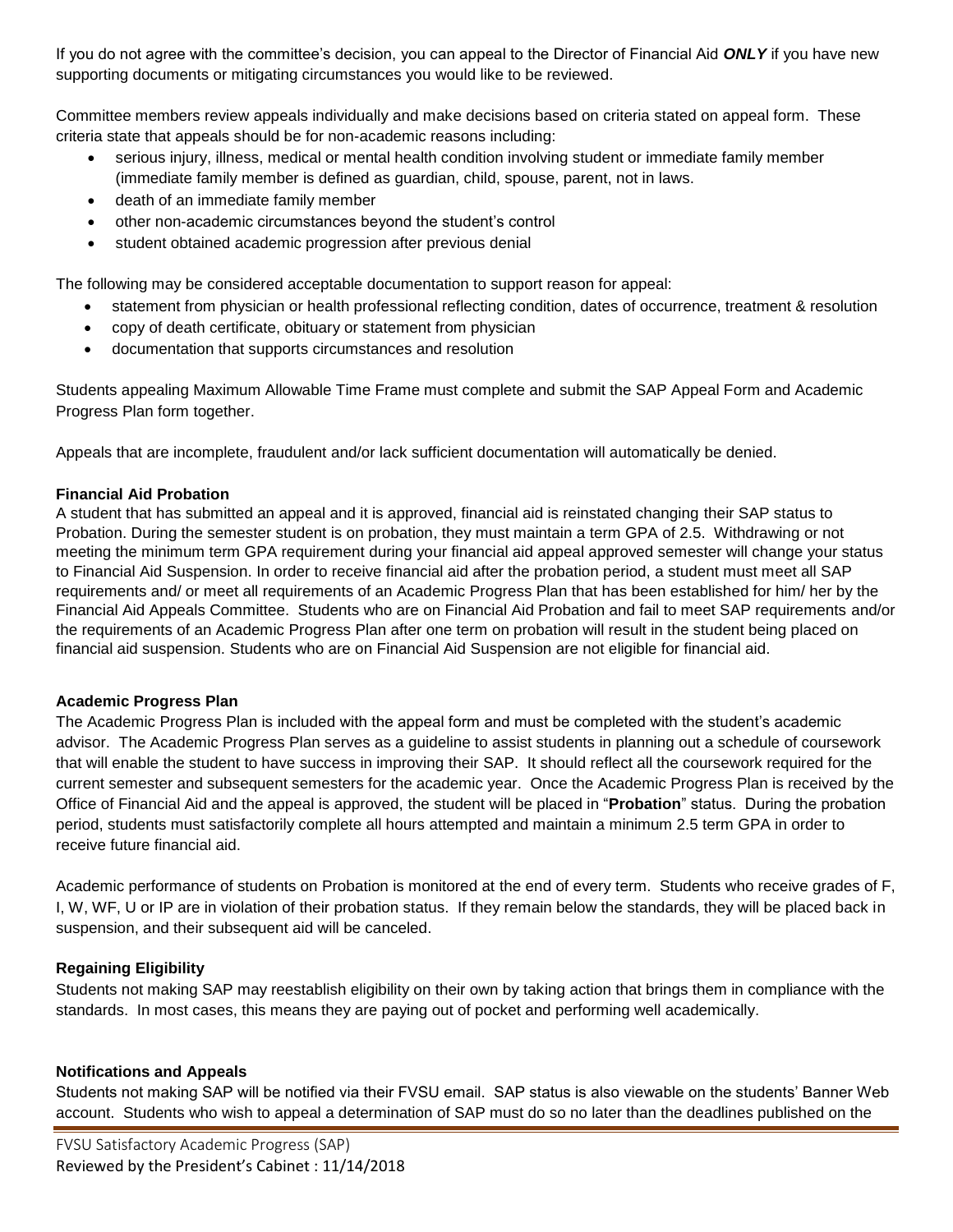If you do not agree with the committee's decision, you can appeal to the Director of Financial Aid ***ONLY*** if you have new supporting documents or mitigating circumstances you would like to be reviewed.

Committee members review appeals individually and make decisions based on criteria stated on appeal form. These criteria state that appeals should be for non-academic reasons including:

- serious injury, illness, medical or mental health condition involving student or immediate family member (immediate family member is defined as guardian, child, spouse, parent, not in laws.
- death of an immediate family member
- other non-academic circumstances beyond the student's control
- student obtained academic progression after previous denial

The following may be considered acceptable documentation to support reason for appeal:

- statement from physician or health professional reflecting condition, dates of occurrence, treatment & resolution
- copy of death certificate, obituary or statement from physician
- documentation that supports circumstances and resolution

Students appealing Maximum Allowable Time Frame must complete and submit the SAP Appeal Form and Academic Progress Plan form together.

Appeals that are incomplete, fraudulent and/or lack sufficient documentation will automatically be denied.

**Financial Aid Probation**

A student that has submitted an appeal and it is approved, financial aid is reinstated changing their SAP status to Probation. During the semester student is on probation, they must maintain a term GPA of 2.5. Withdrawing or not meeting the minimum term GPA requirement during your financial aid appeal approved semester will change your status to Financial Aid Suspension. In order to receive financial aid after the probation period, a student must meet all SAP requirements and/ or meet all requirements of an Academic Progress Plan that has been established for him/ her by the Financial Aid Appeals Committee. Students who are on Financial Aid Probation and fail to meet SAP requirements and/or the requirements of an Academic Progress Plan after one term on probation will result in the student being placed on financial aid suspension. Students who are on Financial Aid Suspension are not eligible for financial aid.

**Academic Progress Plan**

The Academic Progress Plan is included with the appeal form and must be completed with the student's academic advisor. The Academic Progress Plan serves as a guideline to assist students in planning out a schedule of coursework that will enable the student to have success in improving their SAP. It should reflect all the coursework required for the current semester and subsequent semesters for the academic year. Once the Academic Progress Plan is received by the Office of Financial Aid and the appeal is approved, the student will be placed in "**Probation**" status. During the probation period, students must satisfactorily complete all hours attempted and maintain a minimum 2.5 term GPA in order to receive future financial aid.

Academic performance of students on Probation is monitored at the end of every term. Students who receive grades of F, I, W, WF, U or IP are in violation of their probation status. If they remain below the standards, they will be placed back in suspension, and their subsequent aid will be canceled.

**Regaining Eligibility**

Students not making SAP may reestablish eligibility on their own by taking action that brings them in compliance with the standards. In most cases, this means they are paying out of pocket and performing well academically.

**Notifications and Appeals**

Students not making SAP will be notified via their FVSU email. SAP status is also viewable on the students' Banner Web account. Students who wish to appeal a determination of SAP must do so no later than the deadlines published on the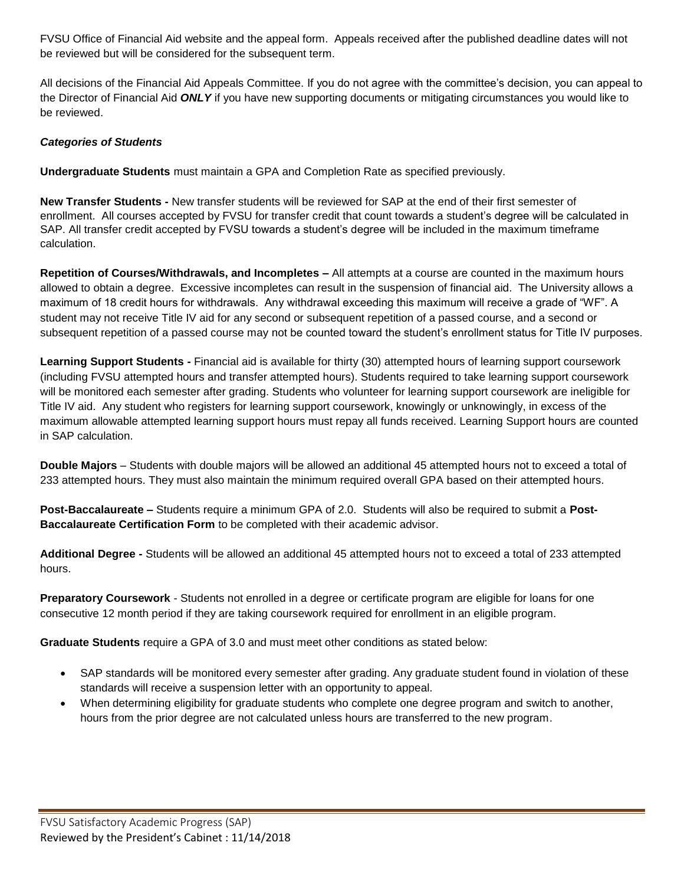FVSU Office of Financial Aid website and the appeal form. Appeals received after the published deadline dates will not be reviewed but will be considered for the subsequent term.

All decisions of the Financial Aid Appeals Committee. If you do not agree with the committee's decision, you can appeal to the Director of Financial Aid ***ONLY*** if you have new supporting documents or mitigating circumstances you would like to be reviewed.

***Categories of Students***

**Undergraduate Students** must maintain a GPA and Completion Rate as specified previously.

**New Transfer Students -** New transfer students will be reviewed for SAP at the end of their first semester of enrollment. All courses accepted by FVSU for transfer credit that count towards a student's degree will be calculated in SAP. All transfer credit accepted by FVSU towards a student's degree will be included in the maximum timeframe calculation.

**Repetition of Courses/Withdrawals, and Incompletes –** All attempts at a course are counted in the maximum hours allowed to obtain a degree. Excessive incompletes can result in the suspension of financial aid. The University allows a maximum of 18 credit hours for withdrawals. Any withdrawal exceeding this maximum will receive a grade of "WF". A student may not receive Title IV aid for any second or subsequent repetition of a passed course, and a second or subsequent repetition of a passed course may not be counted toward the student's enrollment status for Title IV purposes.

**Learning Support Students -** Financial aid is available for thirty (30) attempted hours of learning support coursework (including FVSU attempted hours and transfer attempted hours). Students required to take learning support coursework will be monitored each semester after grading. Students who volunteer for learning support coursework are ineligible for Title IV aid. Any student who registers for learning support coursework, knowingly or unknowingly, in excess of the maximum allowable attempted learning support hours must repay all funds received. Learning Support hours are counted in SAP calculation.

**Double Majors** – Students with double majors will be allowed an additional 45 attempted hours not to exceed a total of 233 attempted hours. They must also maintain the minimum required overall GPA based on their attempted hours.

**Post-Baccalaureate –** Students require a minimum GPA of 2.0. Students will also be required to submit a **Post-Baccalaureate Certification Form** to be completed with their academic advisor.

**Additional Degree -** Students will be allowed an additional 45 attempted hours not to exceed a total of 233 attempted hours.

**Preparatory Coursework** - Students not enrolled in a degree or certificate program are eligible for loans for one consecutive 12 month period if they are taking coursework required for enrollment in an eligible program.

**Graduate Students** require a GPA of 3.0 and must meet other conditions as stated below:

- SAP standards will be monitored every semester after grading. Any graduate student found in violation of these standards will receive a suspension letter with an opportunity to appeal.
- When determining eligibility for graduate students who complete one degree program and switch to another, hours from the prior degree are not calculated unless hours are transferred to the new program.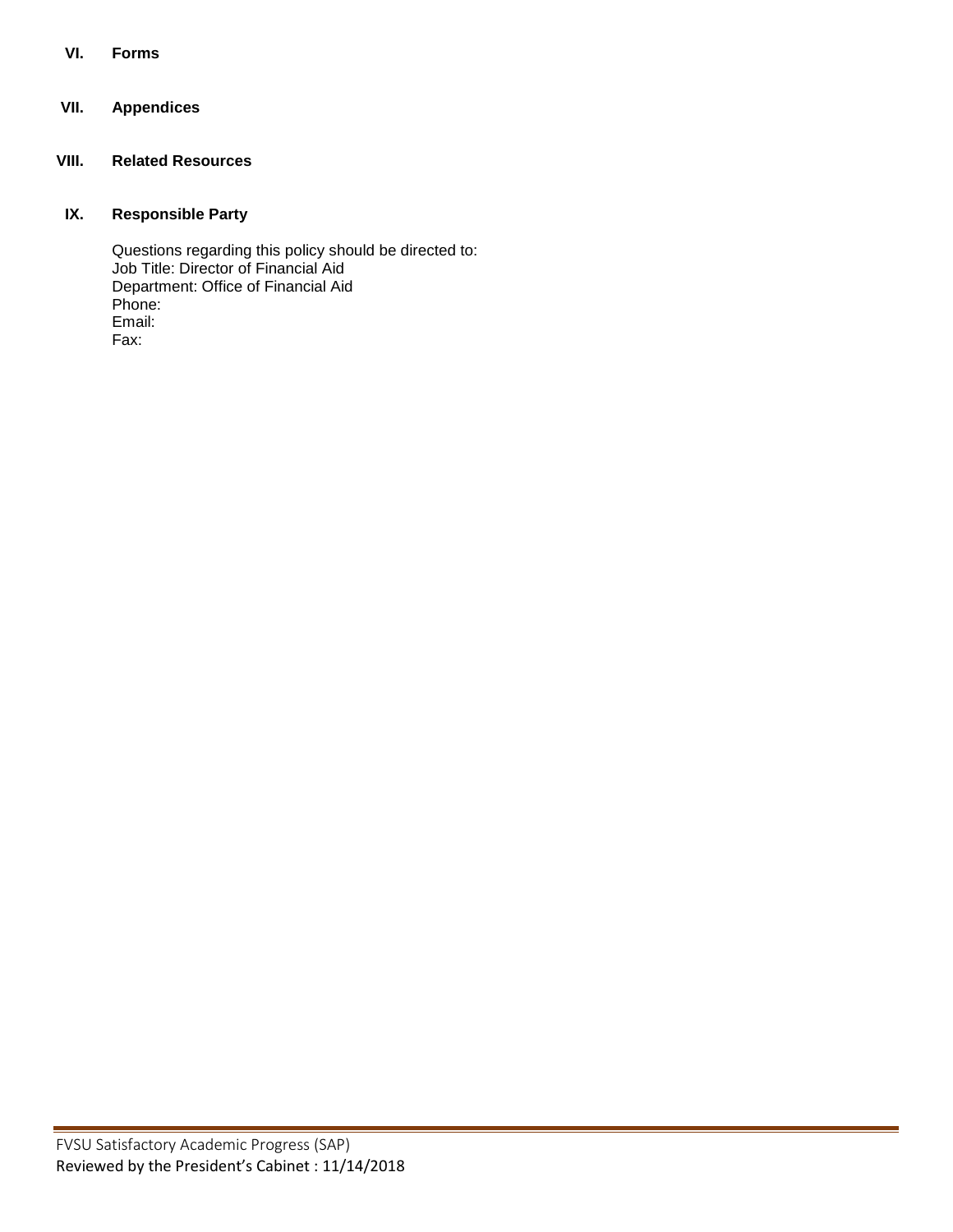## VI. Forms

## VII. Appendices

## VIII. Related Resources

## IX. Responsible Party

Questions regarding this policy should be directed to:
Job Title: Director of Financial Aid
Department: Office of Financial Aid
Phone:
Email:
Fax: